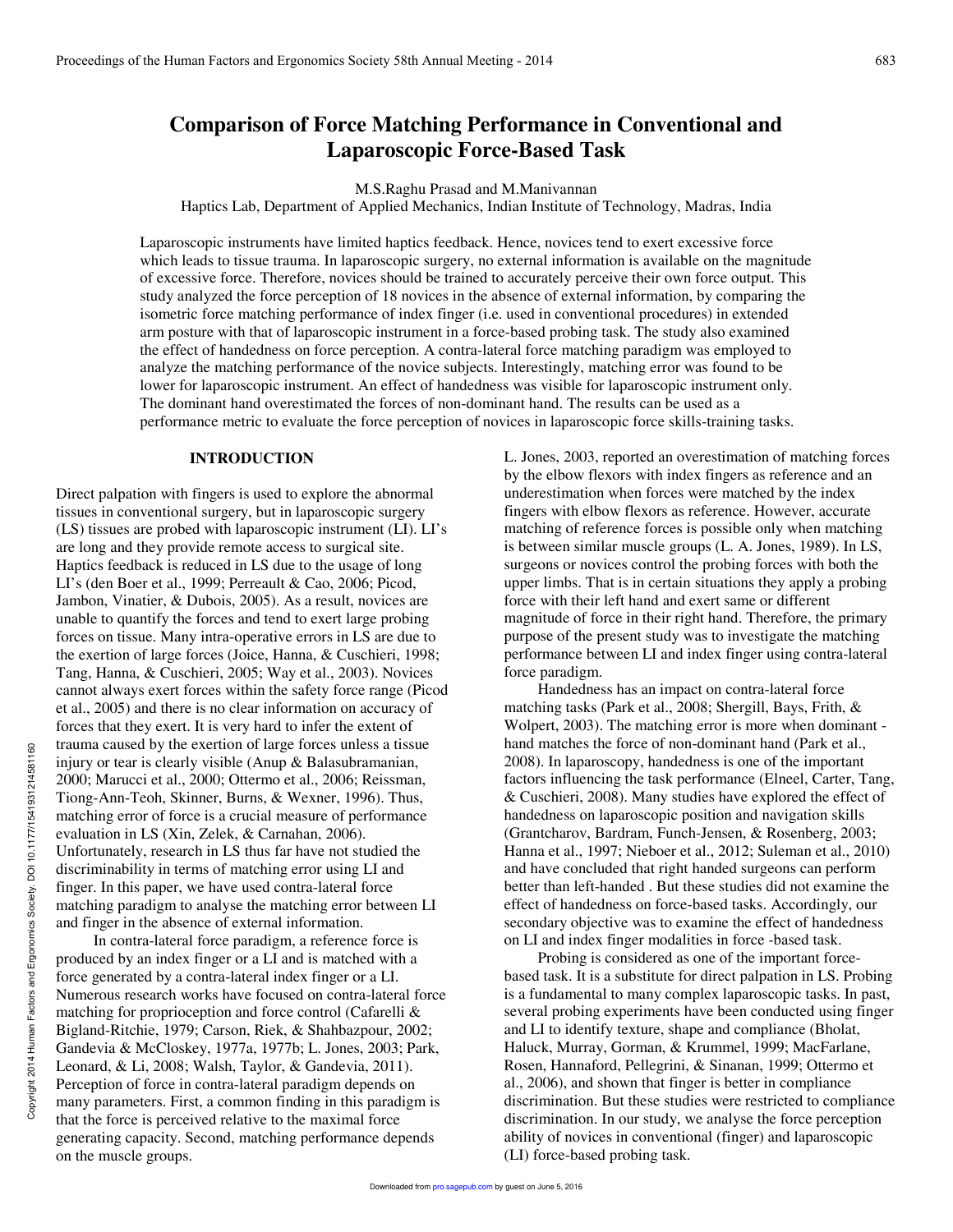# Comparison of Force Matching Performance in Conventional and Laparoscopic Force-Based Task

M.S.Raghu Prasad and M.Manivannan

Haptics Lab, Department of Applied Mechanics, Indian Institute of Technology, Madras, India

Laparoscopic instruments have limited haptics feedback. Hence, novices tend to exert excessive force which leads to tissue trauma. In laparoscopic surgery, no external information is available on the magnitude of excessive force. Therefore, novices should be trained to accurately perceive their own force output. This study analyzed the force perception of 18 novices in the absence of external information, by comparing the isometric force matching performance of index finger (i.e. used in conventional procedures) in extended arm posture with that of laparoscopic instrument in a force-based probing task. The study also examined the effect of handedness on force perception. A contra-lateral force matching paradigm was employed to analyze the matching performance of the novice subjects. Interestingly, matching error was found to be lower for laparoscopic instrument. An effect of handedness was visible for laparoscopic instrument only. The dominant hand overestimated the forces of non-dominant hand. The results can be used as a performance metric to evaluate the force perception of novices in laparoscopic force skills-training tasks.

## INTRODUCTION

Direct palpation with fingers is used to explore the abnormal tissues in conventional surgery, but in laparoscopic surgery (LS) tissues are probed with laparoscopic instrument (LI). LI's are long and they provide remote access to surgical site. Haptics feedback is reduced in LS due to the usage of long LI's (den Boer et al., 1999; Perreault & Cao, 2006; Picod, Jambon, Vinatier, & Dubois, 2005). As a result, novices are unable to quantify the forces and tend to exert large probing forces on tissue. Many intra-operative errors in LS are due to the exertion of large forces (Joice, Hanna, & Cuschieri, 1998; Tang, Hanna, & Cuschieri, 2005; Way et al., 2003). Novices cannot always exert forces within the safety force range (Picod et al., 2005) and there is no clear information on accuracy of forces that they exert. It is very hard to infer the extent of trauma caused by the exertion of large forces unless a tissue injury or tear is clearly visible (Anup & Balasubramanian, 2000; Marucci et al., 2000; Ottermo et al., 2006; Reissman, Tiong-Ann-Teoh, Skinner, Burns, & Wexner, 1996). Thus, matching error of force is a crucial measure of performance evaluation in LS (Xin, Zelek, & Carnahan, 2006). Unfortunately, research in LS thus far have not studied the discriminability in terms of matching error using LI and finger. In this paper, we have used contra-lateral force matching paradigm to analyse the matching error between LI and finger in the absence of external information.

In contra-lateral force paradigm, a reference force is produced by an index finger or a LI and is matched with a force generated by a contra-lateral index finger or a LI. Numerous research works have focused on contra-lateral force matching for proprioception and force control (Cafarelli & Bigland-Ritchie, 1979; Carson, Riek, & Shahbazpour, 2002; Gandevia & McCloskey, 1977a, 1977b; L. Jones, 2003; Park, Leonard, & Li, 2008; Walsh, Taylor, & Gandevia, 2011). Perception of force in contra-lateral paradigm depends on many parameters. First, a common finding in this paradigm is that the force is perceived relative to the maximal force generating capacity. Second, matching performance depends on the muscle groups.

L. Jones, 2003, reported an overestimation of matching forces by the elbow flexors with index fingers as reference and an underestimation when forces were matched by the index fingers with elbow flexors as reference. However, accurate matching of reference forces is possible only when matching is between similar muscle groups (L. A. Jones, 1989). In LS, surgeons or novices control the probing forces with both the upper limbs. That is in certain situations they apply a probing force with their left hand and exert same or different magnitude of force in their right hand. Therefore, the primary purpose of the present study was to investigate the matching performance between LI and index finger using contra-lateral force paradigm.

Handedness has an impact on contra-lateral force matching tasks (Park et al., 2008; Shergill, Bays, Frith, & Wolpert, 2003). The matching error is more when dominant - hand matches the force of non-dominant hand (Park et al., 2008). In laparoscopy, handedness is one of the important factors influencing the task performance (Elneel, Carter, Tang, & Cuschieri, 2008). Many studies have explored the effect of handedness on laparoscopic position and navigation skills (Grantcharov, Bardram, Funch-Jensen, & Rosenberg, 2003; Hanna et al., 1997; Nieboer et al., 2012; Suleman et al., 2010) and have concluded that right handed surgeons can perform better than left-handed . But these studies did not examine the effect of handedness on force-based tasks. Accordingly, our secondary objective was to examine the effect of handedness on LI and index finger modalities in force -based task.

Probing is considered as one of the important force-based task. It is a substitute for direct palpation in LS. Probing is a fundamental to many complex laparoscopic tasks. In past, several probing experiments have been conducted using finger and LI to identify texture, shape and compliance (Bholat, Haluck, Murray, Gorman, & Krummel, 1999; MacFarlane, Rosen, Hannaford, Pellegrini, & Sinanan, 1999; Ottermo et al., 2006), and shown that finger is better in compliance discrimination. But these studies were restricted to compliance discrimination. In our study, we analyse the force perception ability of novices in conventional (finger) and laparoscopic (LI) force-based probing task.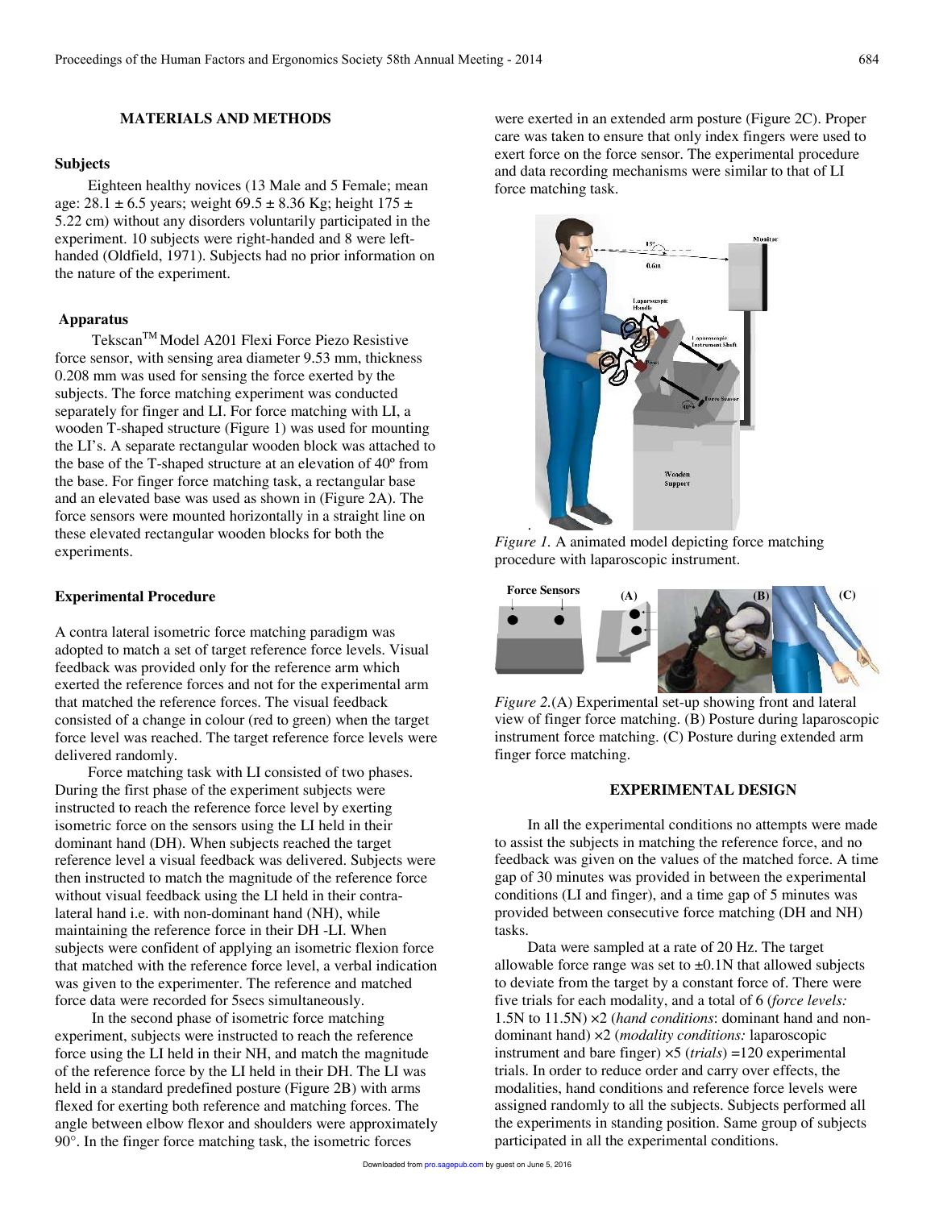## MATERIALS AND METHODS

### Subjects

Eighteen healthy novices (13 Male and 5 Female; mean age: 28.1 ± 6.5 years; weight 69.5 ± 8.36 Kg; height 175 ± 5.22 cm) without any disorders voluntarily participated in the experiment. 10 subjects were right-handed and 8 were left-handed (Oldfield, 1971). Subjects had no prior information on the nature of the experiment.

### Apparatus

Tekscan™ Model A201 Flexi Force Piezo Resistive force sensor, with sensing area diameter 9.53 mm, thickness 0.208 mm was used for sensing the force exerted by the subjects. The force matching experiment was conducted separately for finger and LI. For force matching with LI, a wooden T-shaped structure (Figure 1) was used for mounting the LI's. A separate rectangular wooden block was attached to the base of the T-shaped structure at an elevation of 40º from the base. For finger force matching task, a rectangular base and an elevated base was used as shown in (Figure 2A). The force sensors were mounted horizontally in a straight line on these elevated rectangular wooden blocks for both the experiments.

### Experimental Procedure

A contra lateral isometric force matching paradigm was adopted to match a set of target reference force levels. Visual feedback was provided only for the reference arm which exerted the reference forces and not for the experimental arm that matched the reference forces. The visual feedback consisted of a change in colour (red to green) when the target force level was reached. The target reference force levels were delivered randomly.

Force matching task with LI consisted of two phases. During the first phase of the experiment subjects were instructed to reach the reference force level by exerting isometric force on the sensors using the LI held in their dominant hand (DH). When subjects reached the target reference level a visual feedback was delivered. Subjects were then instructed to match the magnitude of the reference force without visual feedback using the LI held in their contra-lateral hand i.e. with non-dominant hand (NH), while maintaining the reference force in their DH -LI. When subjects were confident of applying an isometric flexion force that matched with the reference force level, a verbal indication was given to the experimenter. The reference and matched force data were recorded for 5secs simultaneously.

In the second phase of isometric force matching experiment, subjects were instructed to reach the reference force using the LI held in their NH, and match the magnitude of the reference force by the LI held in their DH. The LI was held in a standard predefined posture (Figure 2B) with arms flexed for exerting both reference and matching forces. The angle between elbow flexor and shoulders were approximately 90°. In the finger force matching task, the isometric forces were exerted in an extended arm posture (Figure 2C). Proper care was taken to ensure that only index fingers were used to exert force on the force sensor. The experimental procedure and data recording mechanisms were similar to that of LI force matching task.

*Figure 1.* A animated model depicting force matching procedure with laparoscopic instrument.

*Figure 2.*(A) Experimental set-up showing front and lateral view of finger force matching. (B) Posture during laparoscopic instrument force matching. (C) Posture during extended arm finger force matching.

## EXPERIMENTAL DESIGN

In all the experimental conditions no attempts were made to assist the subjects in matching the reference force, and no feedback was given on the values of the matched force. A time gap of 30 minutes was provided in between the experimental conditions (LI and finger), and a time gap of 5 minutes was provided between consecutive force matching (DH and NH) tasks.

Data were sampled at a rate of 20 Hz. The target allowable force range was set to ±0.1N that allowed subjects to deviate from the target by a constant force of. There were five trials for each modality, and a total of 6 (*force levels:* 1.5N to 11.5N) ×2 (*hand conditions*: dominant hand and non-dominant hand) ×2 (*modality conditions:* laparoscopic instrument and bare finger) ×5 (*trials*) =120 experimental trials. In order to reduce order and carry over effects, the modalities, hand conditions and reference force levels were assigned randomly to all the subjects. Subjects performed all the experiments in standing position. Same group of subjects participated in all the experimental conditions.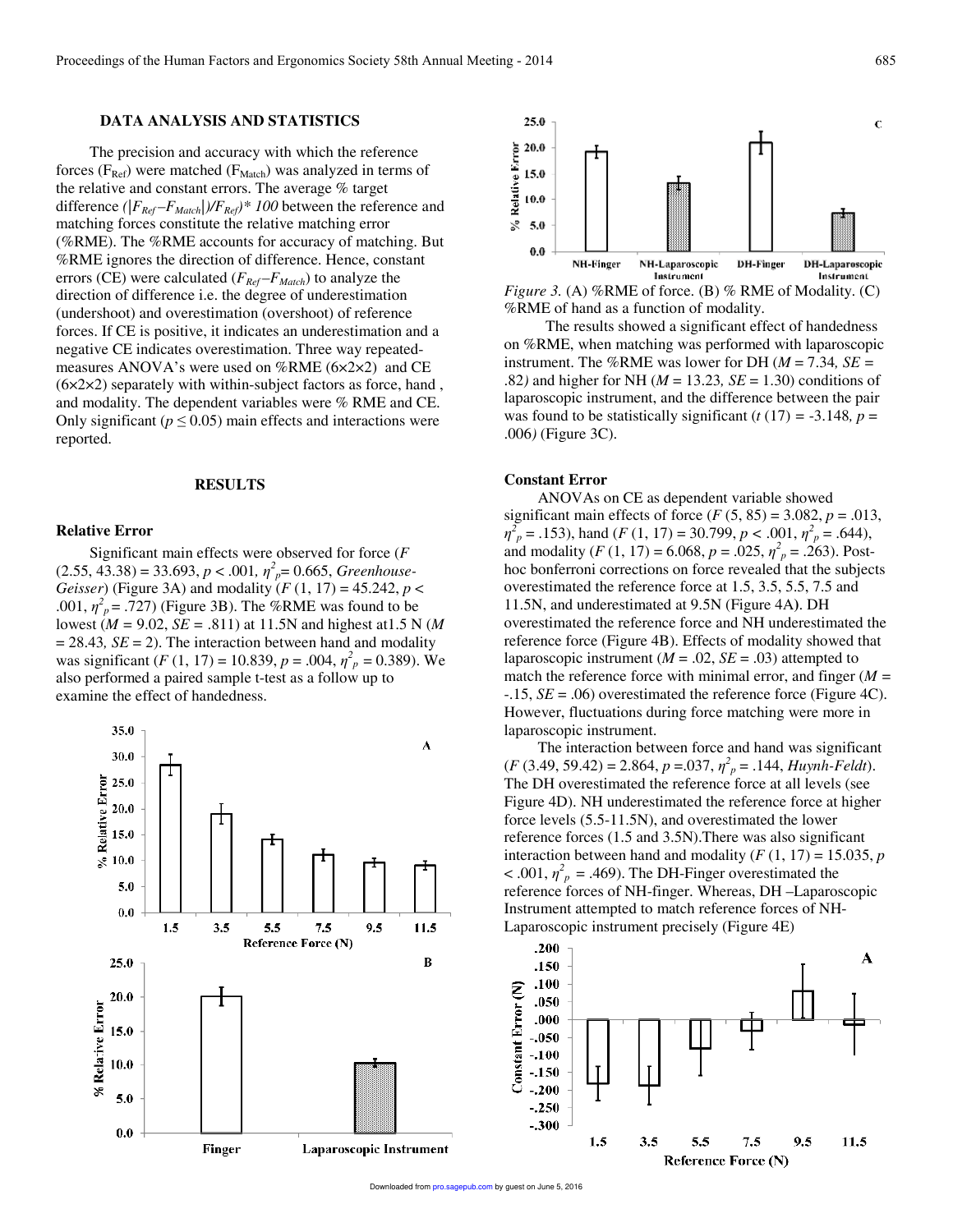## DATA ANALYSIS AND STATISTICS

The precision and accuracy with which the reference forces ($F_{Ref}$) were matched ($F_{Match}$) was analyzed in terms of the relative and constant errors. The average % target difference $(|F_{Ref}-F_{Match}|)/F_{Ref})*100$ between the reference and matching forces constitute the relative matching error (%RME). The %RME accounts for accuracy of matching. But %RME ignores the direction of difference. Hence, constant errors (CE) were calculated ($F_{Ref}-F_{Match}$) to analyze the direction of difference i.e. the degree of underestimation (undershoot) and overestimation (overshoot) of reference forces. If CE is positive, it indicates an underestimation and a negative CE indicates overestimation. Three way repeated-measures ANOVA's were used on %RME (6×2×2) and CE (6×2×2) separately with within-subject factors as force, hand, and modality. The dependent variables were % RME and CE. Only significant ($p \leq 0.05$) main effects and interactions were reported.

## RESULTS

### Relative Error

Significant main effects were observed for force ($F$ $(2.55, 43.38) = 33.693$, $p < .001$, $\eta^2_p = 0.665$, *Greenhouse-Geisser*) (Figure 3A) and modality ($F$ $(1, 17) = 45.242$, $p < .001$, $\eta^2_p = .727$) (Figure 3B). The %RME was found to be lowest ($M = 9.02$, $SE = .811$) at 11.5N and highest at1.5 N ($M = 28.43$, $SE = 2$). The interaction between hand and modality was significant ($F$ $(1, 17) = 10.839$, $p = .004$, $\eta^2_p = 0.389$). We also performed a paired sample t-test as a follow up to examine the effect of handedness.

*Figure 3.* (A) %RME of force. (B) % RME of Modality. (C) %RME of hand as a function of modality.

The results showed a significant effect of handedness on %RME, when matching was performed with laparoscopic instrument. The %RME was lower for DH ($M = 7.34$, $SE = .82$) and higher for NH ($M = 13.23$, $SE = 1.30$) conditions of laparoscopic instrument, and the difference between the pair was found to be statistically significant ($t$ $(17) = -3.148$, $p = .006$) (Figure 3C).

### Constant Error

ANOVAs on CE as dependent variable showed significant main effects of force ($F$ $(5, 85) = 3.082$, $p = .013$, $\eta^2_p = .153$), hand ($F$ $(1, 17) = 30.799$, $p < .001$, $\eta^2_p = .644$), and modality ($F$ $(1, 17) = 6.068$, $p = .025$, $\eta^2_p = .263$). Post-hoc bonferroni corrections on force revealed that the subjects overestimated the reference force at 1.5, 3.5, 5.5, 7.5 and 11.5N, and underestimated at 9.5N (Figure 4A). DH overestimated the reference force and NH underestimated the reference force (Figure 4B). Effects of modality showed that laparoscopic instrument ($M = .02$, $SE = .03$) attempted to match the reference force with minimal error, and finger ($M = -.15$, $SE = .06$) overestimated the reference force (Figure 4C). However, fluctuations during force matching were more in laparoscopic instrument.

The interaction between force and hand was significant ($F$ $(3.49, 59.42) = 2.864$, $p = .037$, $\eta^2_p = .144$, *Huynh-Feldt*). The DH overestimated the reference force at all levels (see Figure 4D). NH underestimated the reference force at higher force levels (5.5-11.5N), and overestimated the lower reference forces (1.5 and 3.5N).There was also significant interaction between hand and modality ($F$ $(1, 17) = 15.035$, $p < .001$, $\eta^2_p = .469$). The DH-Finger overestimated the reference forces of NH-finger. Whereas, DH –Laparoscopic Instrument attempted to match reference forces of NH-Laparoscopic instrument precisely (Figure 4E)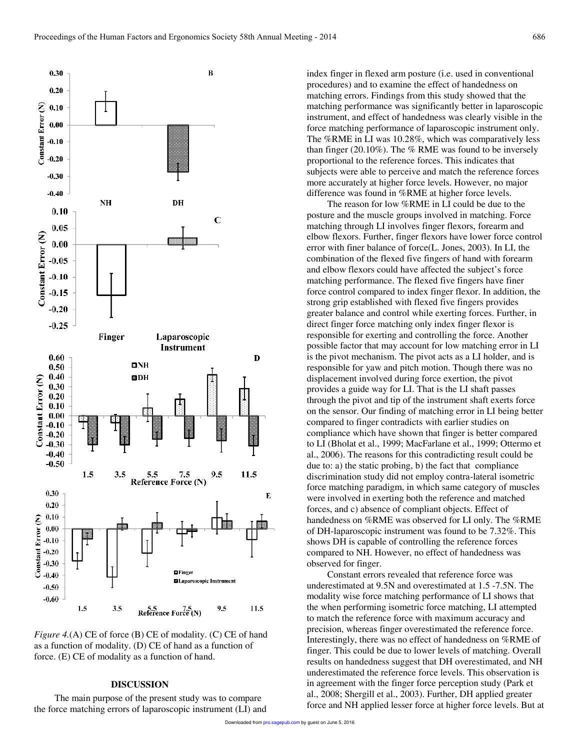*Figure 4.*(A) CE of force (B) CE of modality. (C) CE of hand as a function of modality. (D) CE of hand as a function of force. (E) CE of modality as a function of hand.

## DISCUSSION

The main purpose of the present study was to compare the force matching errors of laparoscopic instrument (LI) and index finger in flexed arm posture (i.e. used in conventional procedures) and to examine the effect of handedness on matching errors. Findings from this study showed that the matching performance was significantly better in laparoscopic instrument, and effect of handedness was clearly visible in the force matching performance of laparoscopic instrument only. The %RME in LI was 10.28%, which was comparatively less than finger (20.10%). The % RME was found to be inversely proportional to the reference forces. This indicates that subjects were able to perceive and match the reference forces more accurately at higher force levels. However, no major difference was found in %RME at higher force levels.

The reason for low %RME in LI could be due to the posture and the muscle groups involved in matching. Force matching through LI involves finger flexors, forearm and elbow flexors. Further, finger flexors have lower force control error with finer balance of force(L. Jones, 2003). In LI, the combination of the flexed five fingers of hand with forearm and elbow flexors could have affected the subject's force matching performance. The flexed five fingers have finer force control compared to index finger flexor. In addition, the strong grip established with flexed five fingers provides greater balance and control while exerting forces. Further, in direct finger force matching only index finger flexor is responsible for exerting and controlling the force. Another possible factor that may account for low matching error in LI is the pivot mechanism. The pivot acts as a LI holder, and is responsible for yaw and pitch motion. Though there was no displacement involved during force exertion, the pivot provides a guide way for LI. That is the LI shaft passes through the pivot and tip of the instrument shaft exerts force on the sensor. Our finding of matching error in LI being better compared to finger contradicts with earlier studies on compliance which have shown that finger is better compared to LI (Bholat et al., 1999; MacFarlane et al., 1999; Ottermo et al., 2006). The reasons for this contradicting result could be due to: a) the static probing, b) the fact that compliance discrimination study did not employ contra-lateral isometric force matching paradigm, in which same category of muscles were involved in exerting both the reference and matched forces, and c) absence of compliant objects. Effect of handedness on %RME was observed for LI only. The %RME of DH-laparoscopic instrument was found to be 7.32%. This shows DH is capable of controlling the reference forces compared to NH. However, no effect of handedness was observed for finger.

Constant errors revealed that reference force was underestimated at 9.5N and overestimated at 1.5 -7.5N. The modality wise force matching performance of LI shows that the when performing isometric force matching, LI attempted to match the reference force with maximum accuracy and precision, whereas finger overestimated the reference force. Interestingly, there was no effect of handedness on %RME of finger. This could be due to lower levels of matching. Overall results on handedness suggest that DH overestimated, and NH underestimated the reference force levels. This observation is in agreement with the finger force perception study (Park et al., 2008; Shergill et al., 2003). Further, DH applied greater force and NH applied lesser force at higher force levels. But at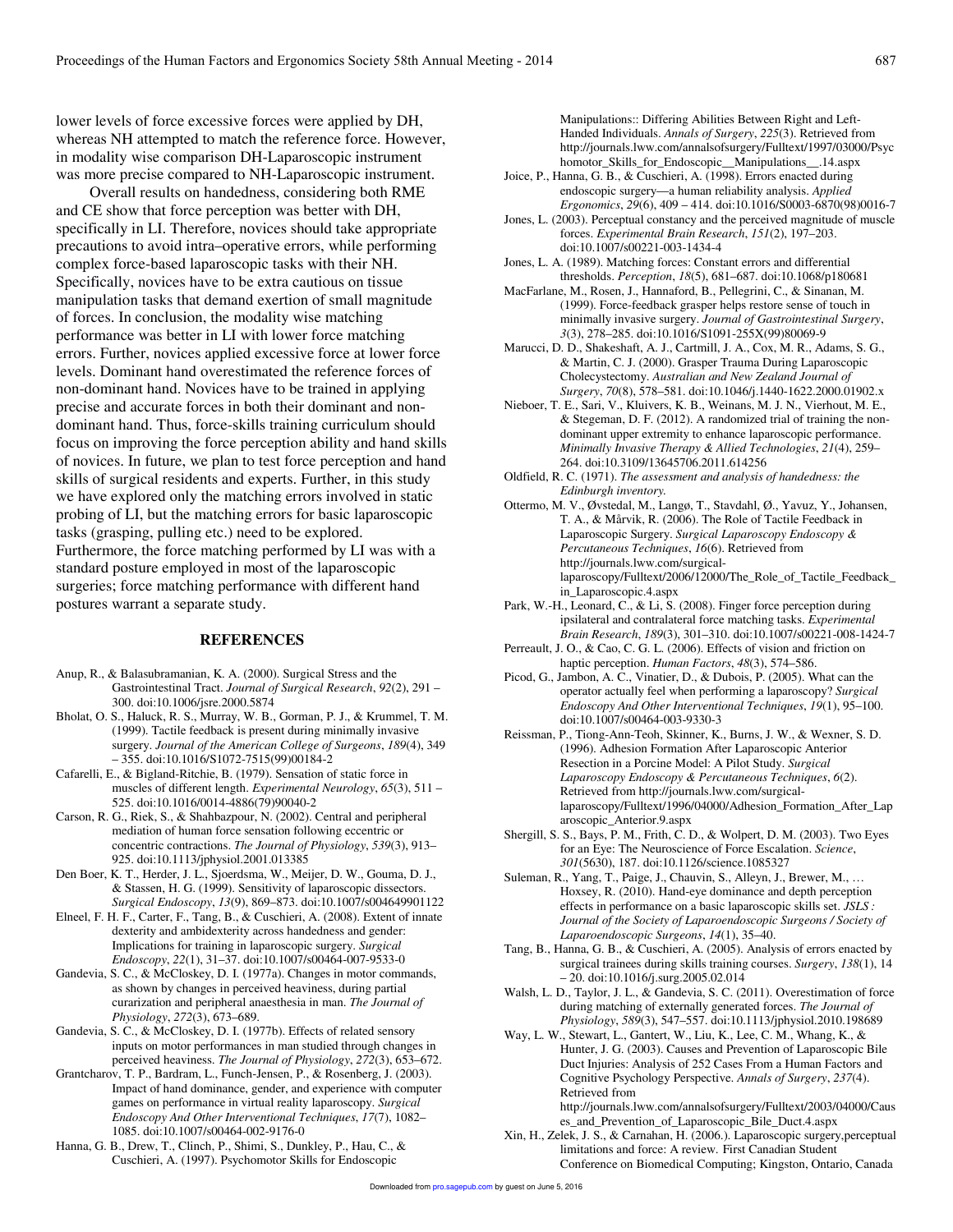lower levels of force excessive forces were applied by DH, whereas NH attempted to match the reference force. However, in modality wise comparison DH-Laparoscopic instrument was more precise compared to NH-Laparoscopic instrument.

Overall results on handedness, considering both RME and CE show that force perception was better with DH, specifically in LI. Therefore, novices should take appropriate precautions to avoid intra–operative errors, while performing complex force-based laparoscopic tasks with their NH. Specifically, novices have to be extra cautious on tissue manipulation tasks that demand exertion of small magnitude of forces. In conclusion, the modality wise matching performance was better in LI with lower force matching errors. Further, novices applied excessive force at lower force levels. Dominant hand overestimated the reference forces of non-dominant hand. Novices have to be trained in applying precise and accurate forces in both their dominant and non-dominant hand. Thus, force-skills training curriculum should focus on improving the force perception ability and hand skills of novices. In future, we plan to test force perception and hand skills of surgical residents and experts. Further, in this study we have explored only the matching errors involved in static probing of LI, but the matching errors for basic laparoscopic tasks (grasping, pulling etc.) need to be explored. Furthermore, the force matching performed by LI was with a standard posture employed in most of the laparoscopic surgeries; force matching performance with different hand postures warrant a separate study.

## REFERENCES

Anup, R., & Balasubramanian, K. A. (2000). Surgical Stress and the Gastrointestinal Tract. *Journal of Surgical Research*, *92*(2), 291 – 300. doi:10.1006/jsre.2000.5874

Bholat, O. S., Haluck, R. S., Murray, W. B., Gorman, P. J., & Krummel, T. M. (1999). Tactile feedback is present during minimally invasive surgery. *Journal of the American College of Surgeons*, *189*(4), 349 – 355. doi:10.1016/S1072-7515(99)00184-2

Cafarelli, E., & Bigland-Ritchie, B. (1979). Sensation of static force in muscles of different length. *Experimental Neurology*, *65*(3), 511 – 525. doi:10.1016/0014-4886(79)90040-2

Carson, R. G., Riek, S., & Shahbazpour, N. (2002). Central and peripheral mediation of human force sensation following eccentric or concentric contractions. *The Journal of Physiology*, *539*(3), 913–925. doi:10.1113/jphysiol.2001.013385

Den Boer, K. T., Herder, J. L., Sjoerdsma, W., Meijer, D. W., Gouma, D. J., & Stassen, H. G. (1999). Sensitivity of laparoscopic dissectors. *Surgical Endoscopy*, *13*(9), 869–873. doi:10.1007/s004649901122

Elneel, F. H. F., Carter, F., Tang, B., & Cuschieri, A. (2008). Extent of innate dexterity and ambidexterity across handedness and gender: Implications for training in laparoscopic surgery. *Surgical Endoscopy*, *22*(1), 31–37. doi:10.1007/s00464-007-9533-0

Gandevia, S. C., & McCloskey, D. I. (1977a). Changes in motor commands, as shown by changes in perceived heaviness, during partial curarization and peripheral anaesthesia in man. *The Journal of Physiology*, *272*(3), 673–689.

Gandevia, S. C., & McCloskey, D. I. (1977b). Effects of related sensory inputs on motor performances in man studied through changes in perceived heaviness. *The Journal of Physiology*, *272*(3), 653–672.

Grantcharov, T. P., Bardram, L., Funch-Jensen, P., & Rosenberg, J. (2003). Impact of hand dominance, gender, and experience with computer games on performance in virtual reality laparoscopy. *Surgical Endoscopy And Other Interventional Techniques*, *17*(7), 1082–1085. doi:10.1007/s00464-002-9176-0

Hanna, G. B., Drew, T., Clinch, P., Shimi, S., Dunkley, P., Hau, C., & Cuschieri, A. (1997). Psychomotor Skills for Endoscopic Manipulations:: Differing Abilities Between Right and Left-Handed Individuals. *Annals of Surgery*, *225*(3). Retrieved from http://journals.lww.com/annalsofsurgery/Fulltext/1997/03000/Psychomotor_Skills_for_Endoscopic__Manipulations__.14.aspx

Joice, P., Hanna, G. B., & Cuschieri, A. (1998). Errors enacted during endoscopic surgery—a human reliability analysis. *Applied Ergonomics*, *29*(6), 409 – 414. doi:10.1016/S0003-6870(98)0016-7

Jones, L. (2003). Perceptual constancy and the perceived magnitude of muscle forces. *Experimental Brain Research*, *151*(2), 197–203. doi:10.1007/s00221-003-1434-4

Jones, L. A. (1989). Matching forces: Constant errors and differential thresholds. *Perception*, *18*(5), 681–687. doi:10.1068/p180681

MacFarlane, M., Rosen, J., Hannaford, B., Pellegrini, C., & Sinanan, M. (1999). Force-feedback grasper helps restore sense of touch in minimally invasive surgery. *Journal of Gastrointestinal Surgery*, *3*(3), 278–285. doi:10.1016/S1091-255X(99)80069-9

Marucci, D. D., Shakeshaft, A. J., Cartmill, J. A., Cox, M. R., Adams, S. G., & Martin, C. J. (2000). Grasper Trauma During Laparoscopic Cholecystectomy. *Australian and New Zealand Journal of Surgery*, *70*(8), 578–581. doi:10.1046/j.1440-1622.2000.01902.x

Nieboer, T. E., Sari, V., Kluivers, K. B., Weinans, M. J. N., Vierhout, M. E., & Stegeman, D. F. (2012). A randomized trial of training the non-dominant upper extremity to enhance laparoscopic performance. *Minimally Invasive Therapy & Allied Technologies*, *21*(4), 259–264. doi:10.3109/13645706.2011.614256

Oldfield, R. C. (1971). *The assessment and analysis of handedness: the Edinburgh inventory.*

Ottermo, M. V., Øvstedal, M., Langø, T., Stavdahl, Ø., Yavuz, Y., Johansen, T. A., & Mårvik, R. (2006). The Role of Tactile Feedback in Laparoscopic Surgery. *Surgical Laparoscopy Endoscopy & Percutaneous Techniques*, *16*(6). Retrieved from http://journals.lww.com/surgical-laparoscopy/Fulltext/2006/12000/The_Role_of_Tactile_Feedback_in_Laparoscopic.4.aspx

Park, W.-H., Leonard, C., & Li, S. (2008). Finger force perception during ipsilateral and contralateral force matching tasks. *Experimental Brain Research*, *189*(3), 301–310. doi:10.1007/s00221-008-1424-7

Perreault, J. O., & Cao, C. G. L. (2006). Effects of vision and friction on haptic perception. *Human Factors*, *48*(3), 574–586.

Picod, G., Jambon, A. C., Vinatier, D., & Dubois, P. (2005). What can the operator actually feel when performing a laparoscopy? *Surgical Endoscopy And Other Interventional Techniques*, *19*(1), 95–100. doi:10.1007/s00464-003-9330-3

Reissman, P., Tiong-Ann-Teoh, Skinner, K., Burns, J. W., & Wexner, S. D. (1996). Adhesion Formation After Laparoscopic Anterior Resection in a Porcine Model: A Pilot Study. *Surgical Laparoscopy Endoscopy & Percutaneous Techniques*, *6*(2). Retrieved from http://journals.lww.com/surgical-laparoscopy/Fulltext/1996/04000/Adhesion_Formation_After_Laparoscopic_Anterior.9.aspx

Shergill, S. S., Bays, P. M., Frith, C. D., & Wolpert, D. M. (2003). Two Eyes for an Eye: The Neuroscience of Force Escalation. *Science*, *301*(5630), 187. doi:10.1126/science.1085327

Suleman, R., Yang, T., Paige, J., Chauvin, S., Alleyn, J., Brewer, M., … Hoxsey, R. (2010). Hand-eye dominance and depth perception effects in performance on a basic laparoscopic skills set. *JSLS : Journal of the Society of Laparoendoscopic Surgeons / Society of Laparoendoscopic Surgeons*, *14*(1), 35–40.

Tang, B., Hanna, G. B., & Cuschieri, A. (2005). Analysis of errors enacted by surgical trainees during skills training courses. *Surgery*, *138*(1), 14 – 20. doi:10.1016/j.surg.2005.02.014

Walsh, L. D., Taylor, J. L., & Gandevia, S. C. (2011). Overestimation of force during matching of externally generated forces. *The Journal of Physiology*, *589*(3), 547–557. doi:10.1113/jphysiol.2010.198689

Way, L. W., Stewart, L., Gantert, W., Liu, K., Lee, C. M., Whang, K., & Hunter, J. G. (2003). Causes and Prevention of Laparoscopic Bile Duct Injuries: Analysis of 252 Cases From a Human Factors and Cognitive Psychology Perspective. *Annals of Surgery*, *237*(4). Retrieved from http://journals.lww.com/annalsofsurgery/Fulltext/2003/04000/Causes_and_Prevention_of_Laparoscopic_Bile_Duct.4.aspx

Xin, H., Zelek, J. S., & Carnahan, H. (2006.). Laparoscopic surgery,perceptual limitations and force: A review. First Canadian Student Conference on Biomedical Computing; Kingston, Ontario, Canada